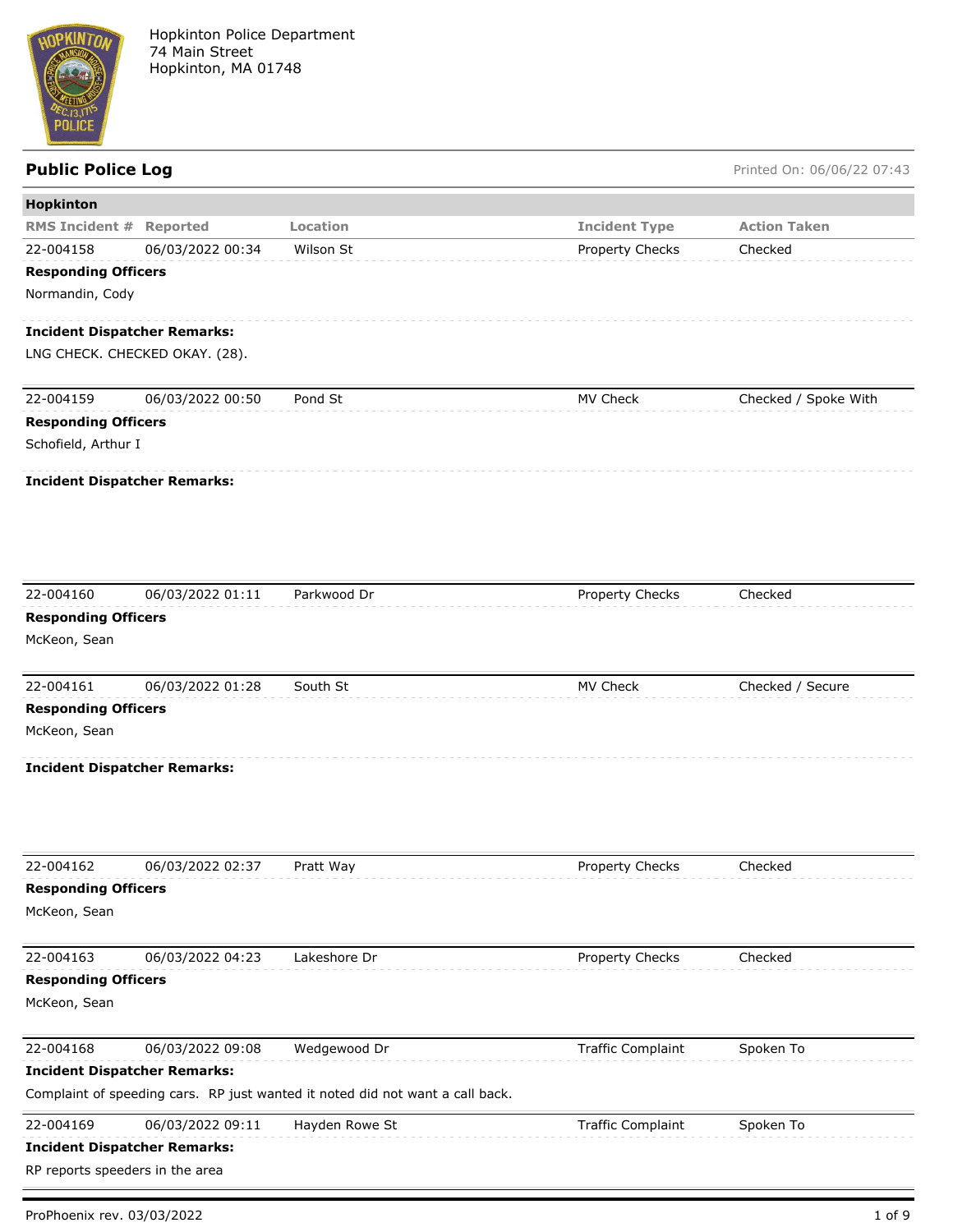Hopkinton Police Department
74 Main Street
Hopkinton, MA 01748

## Public Police Log

Printed On: 06/06/22 07:43

### Hopkinton

| RMS Incident # | Reported | Location | Incident Type | Action Taken |
|---|---|---|---|---|
| 22-004158 | 06/03/2022 00:34 | Wilson St | Property Checks | Checked |

**Responding Officers**

Normandin, Cody

**Incident Dispatcher Remarks:**

LNG CHECK. CHECKED OKAY. (28).

| RMS Incident # | Reported | Location | Incident Type | Action Taken |
|---|---|---|---|---|
| 22-004159 | 06/03/2022 00:50 | Pond St | MV Check | Checked / Spoke With |

**Responding Officers**

Schofield, Arthur I

**Incident Dispatcher Remarks:**

| RMS Incident # | Reported | Location | Incident Type | Action Taken |
|---|---|---|---|---|
| 22-004160 | 06/03/2022 01:11 | Parkwood Dr | Property Checks | Checked |

**Responding Officers**

McKeon, Sean

| RMS Incident # | Reported | Location | Incident Type | Action Taken |
|---|---|---|---|---|
| 22-004161 | 06/03/2022 01:28 | South St | MV Check | Checked / Secure |

**Responding Officers**

McKeon, Sean

**Incident Dispatcher Remarks:**

| RMS Incident # | Reported | Location | Incident Type | Action Taken |
|---|---|---|---|---|
| 22-004162 | 06/03/2022 02:37 | Pratt Way | Property Checks | Checked |

**Responding Officers**

McKeon, Sean

| RMS Incident # | Reported | Location | Incident Type | Action Taken |
|---|---|---|---|---|
| 22-004163 | 06/03/2022 04:23 | Lakeshore Dr | Property Checks | Checked |

**Responding Officers**

McKeon, Sean

| RMS Incident # | Reported | Location | Incident Type | Action Taken |
|---|---|---|---|---|
| 22-004168 | 06/03/2022 09:08 | Wedgewood Dr | Traffic Complaint | Spoken To |

**Incident Dispatcher Remarks:**

Complaint of speeding cars. RP just wanted it noted did not want a call back.

| RMS Incident # | Reported | Location | Incident Type | Action Taken |
|---|---|---|---|---|
| 22-004169 | 06/03/2022 09:11 | Hayden Rowe St | Traffic Complaint | Spoken To |

**Incident Dispatcher Remarks:**

RP reports speeders in the area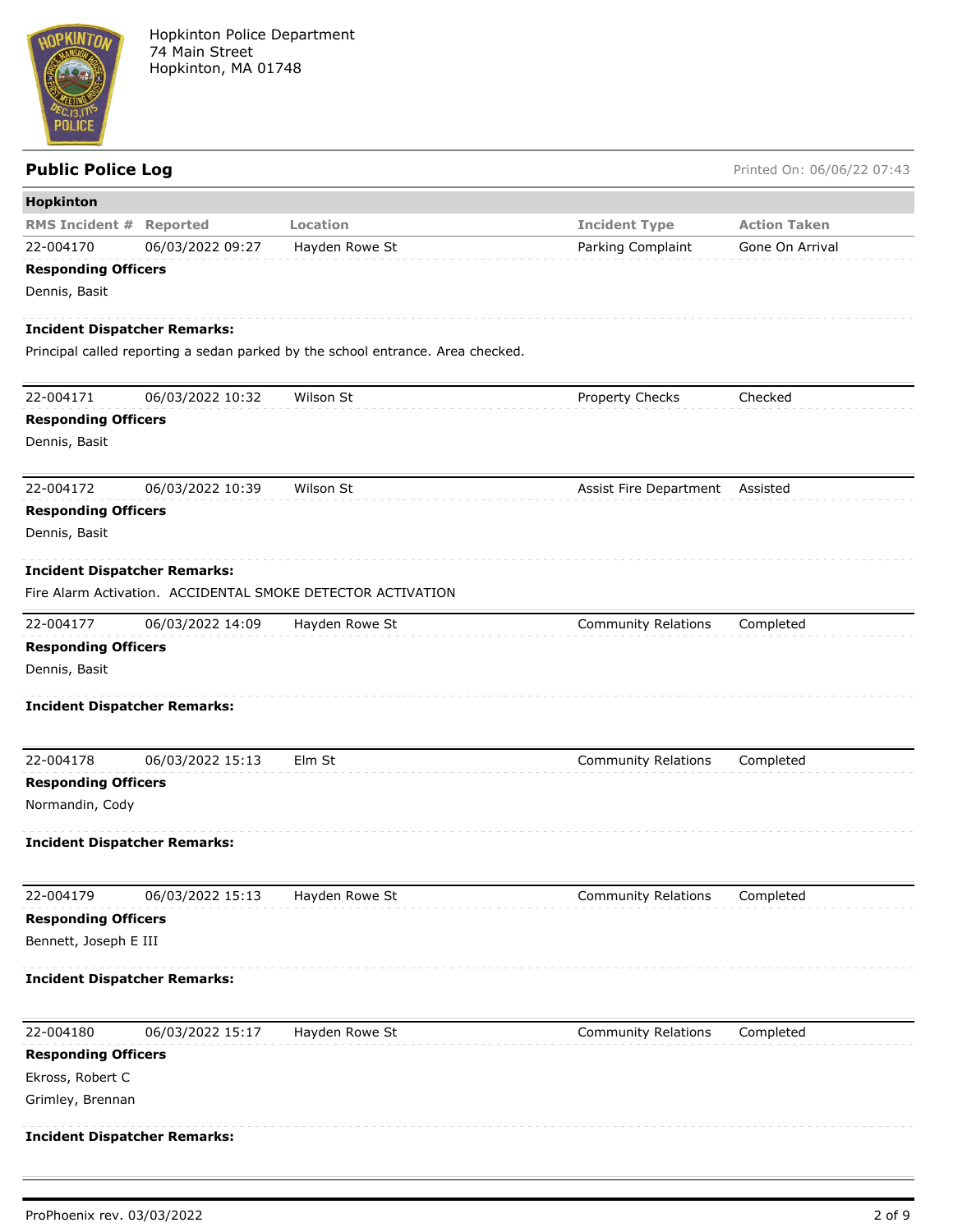Hopkinton Police Department
74 Main Street
Hopkinton, MA 01748

## Public Police Log

Printed On: 06/06/22 07:43

### Hopkinton

| RMS Incident # | Reported | Location | Incident Type | Action Taken |
|---|---|---|---|---|
| 22-004170 | 06/03/2022 09:27 | Hayden Rowe St | Parking Complaint | Gone On Arrival |

**Responding Officers**

Dennis, Basit

**Incident Dispatcher Remarks:**

Principal called reporting a sedan parked by the school entrance. Area checked.

| RMS Incident # | Reported | Location | Incident Type | Action Taken |
|---|---|---|---|---|
| 22-004171 | 06/03/2022 10:32 | Wilson St | Property Checks | Checked |

**Responding Officers**

Dennis, Basit

| RMS Incident # | Reported | Location | Incident Type | Action Taken |
|---|---|---|---|---|
| 22-004172 | 06/03/2022 10:39 | Wilson St | Assist Fire Department | Assisted |

**Responding Officers**

Dennis, Basit

**Incident Dispatcher Remarks:**

Fire Alarm Activation. ACCIDENTAL SMOKE DETECTOR ACTIVATION

| RMS Incident # | Reported | Location | Incident Type | Action Taken |
|---|---|---|---|---|
| 22-004177 | 06/03/2022 14:09 | Hayden Rowe St | Community Relations | Completed |

**Responding Officers**

Dennis, Basit

**Incident Dispatcher Remarks:**

| RMS Incident # | Reported | Location | Incident Type | Action Taken |
|---|---|---|---|---|
| 22-004178 | 06/03/2022 15:13 | Elm St | Community Relations | Completed |

**Responding Officers**

Normandin, Cody

**Incident Dispatcher Remarks:**

| RMS Incident # | Reported | Location | Incident Type | Action Taken |
|---|---|---|---|---|
| 22-004179 | 06/03/2022 15:13 | Hayden Rowe St | Community Relations | Completed |

**Responding Officers**

Bennett, Joseph E III

**Incident Dispatcher Remarks:**

| RMS Incident # | Reported | Location | Incident Type | Action Taken |
|---|---|---|---|---|
| 22-004180 | 06/03/2022 15:17 | Hayden Rowe St | Community Relations | Completed |

**Responding Officers**

Ekross, Robert C
Grimley, Brennan

**Incident Dispatcher Remarks:**

ProPhoenix rev. 03/03/2022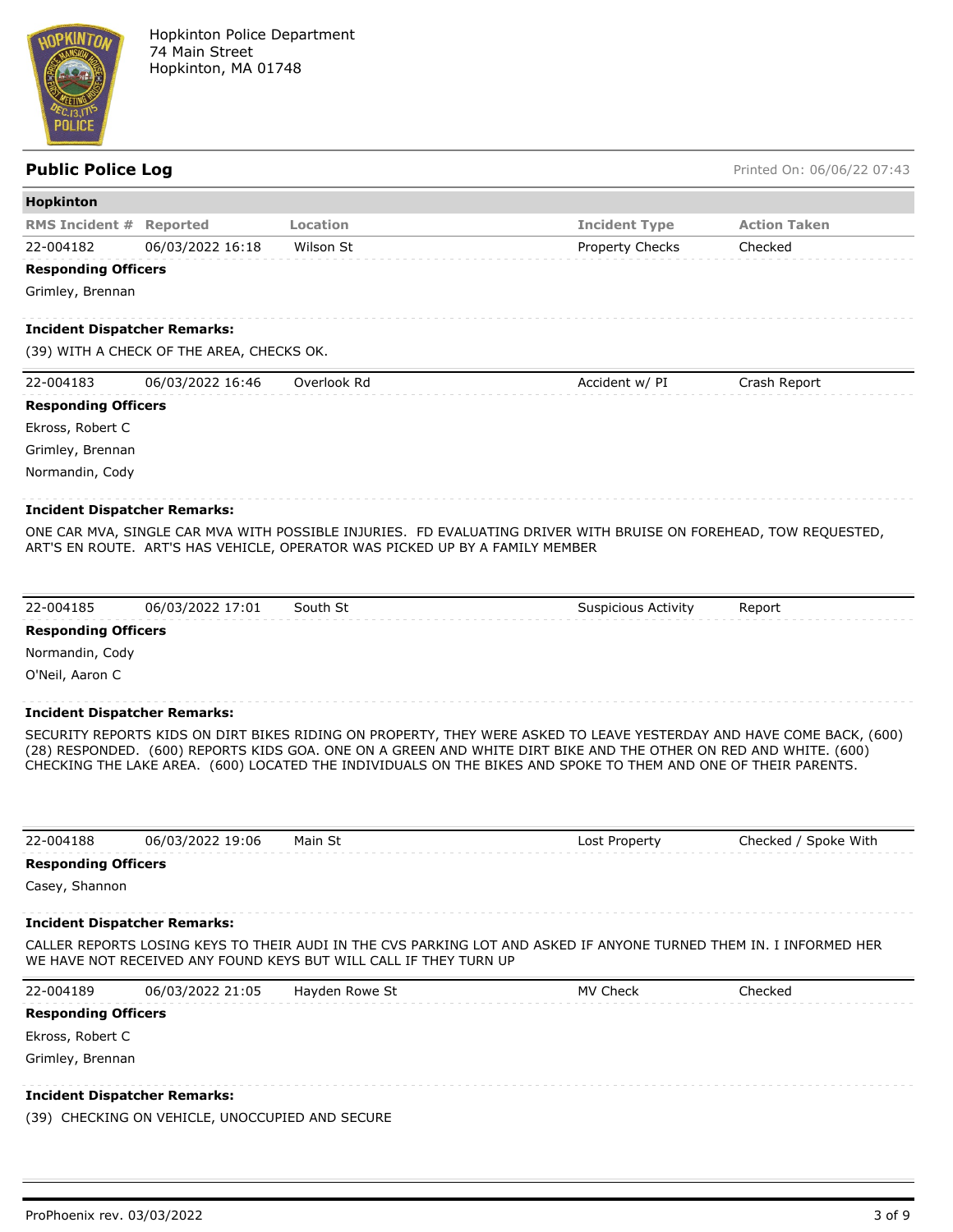Hopkinton Police Department
74 Main Street
Hopkinton, MA 01748

## Public Police Log

Printed On: 06/06/22 07:43

### Hopkinton

| RMS Incident # | Reported | Location | Incident Type | Action Taken |
|---|---|---|---|---|
| 22-004182 | 06/03/2022 16:18 | Wilson St | Property Checks | Checked |

**Responding Officers**

Grimley, Brennan

**Incident Dispatcher Remarks:**

(39) WITH A CHECK OF THE AREA, CHECKS OK.

| RMS Incident # | Reported | Location | Incident Type | Action Taken |
|---|---|---|---|---|
| 22-004183 | 06/03/2022 16:46 | Overlook Rd | Accident w/ PI | Crash Report |

**Responding Officers**

Ekross, Robert C
Grimley, Brennan
Normandin, Cody

**Incident Dispatcher Remarks:**

ONE CAR MVA, SINGLE CAR MVA WITH POSSIBLE INJURIES. FD EVALUATING DRIVER WITH BRUISE ON FOREHEAD, TOW REQUESTED, ART'S EN ROUTE. ART'S HAS VEHICLE, OPERATOR WAS PICKED UP BY A FAMILY MEMBER

| RMS Incident # | Reported | Location | Incident Type | Action Taken |
|---|---|---|---|---|
| 22-004185 | 06/03/2022 17:01 | South St | Suspicious Activity | Report |

**Responding Officers**

Normandin, Cody
O'Neil, Aaron C

**Incident Dispatcher Remarks:**

SECURITY REPORTS KIDS ON DIRT BIKES RIDING ON PROPERTY, THEY WERE ASKED TO LEAVE YESTERDAY AND HAVE COME BACK, (600) (28) RESPONDED. (600) REPORTS KIDS GOA. ONE ON A GREEN AND WHITE DIRT BIKE AND THE OTHER ON RED AND WHITE. (600) CHECKING THE LAKE AREA. (600) LOCATED THE INDIVIDUALS ON THE BIKES AND SPOKE TO THEM AND ONE OF THEIR PARENTS.

| RMS Incident # | Reported | Location | Incident Type | Action Taken |
|---|---|---|---|---|
| 22-004188 | 06/03/2022 19:06 | Main St | Lost Property | Checked / Spoke With |

**Responding Officers**

Casey, Shannon

**Incident Dispatcher Remarks:**

CALLER REPORTS LOSING KEYS TO THEIR AUDI IN THE CVS PARKING LOT AND ASKED IF ANYONE TURNED THEM IN. I INFORMED HER WE HAVE NOT RECEIVED ANY FOUND KEYS BUT WILL CALL IF THEY TURN UP

| RMS Incident # | Reported | Location | Incident Type | Action Taken |
|---|---|---|---|---|
| 22-004189 | 06/03/2022 21:05 | Hayden Rowe St | MV Check | Checked |

**Responding Officers**

Ekross, Robert C
Grimley, Brennan

**Incident Dispatcher Remarks:**

(39) CHECKING ON VEHICLE, UNOCCUPIED AND SECURE

ProPhoenix rev. 03/03/2022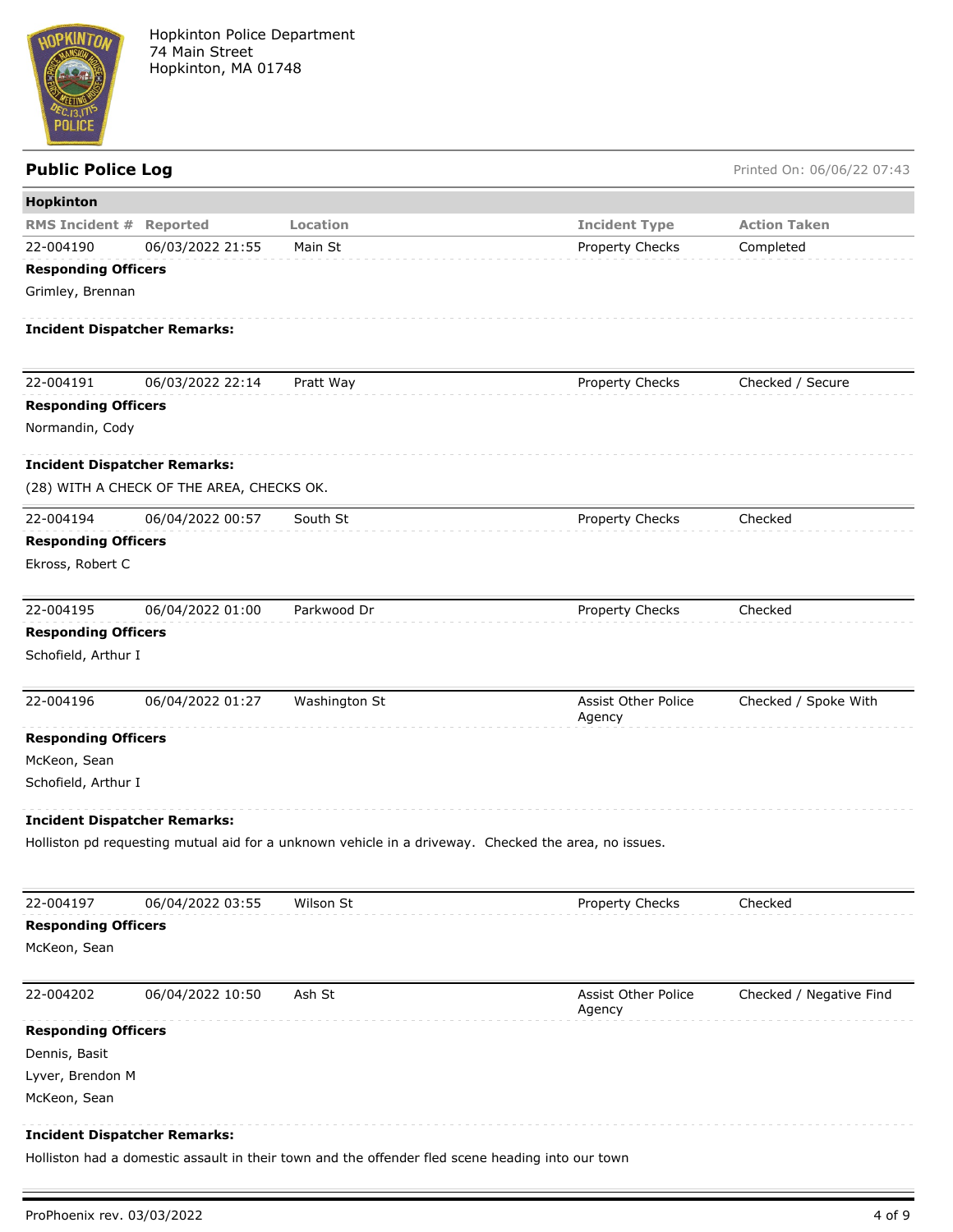Hopkinton Police Department
74 Main Street
Hopkinton, MA 01748

## Public Police Log

Printed On: 06/06/22 07:43

**Hopkinton**

| RMS Incident # | Reported | Location | Incident Type | Action Taken |
|---|---|---|---|---|
| 22-004190 | 06/03/2022 21:55 | Main St | Property Checks | Completed |

**Responding Officers**

Grimley, Brennan

**Incident Dispatcher Remarks:**

| RMS Incident # | Reported | Location | Incident Type | Action Taken |
|---|---|---|---|---|
| 22-004191 | 06/03/2022 22:14 | Pratt Way | Property Checks | Checked / Secure |

**Responding Officers**

Normandin, Cody

**Incident Dispatcher Remarks:**

(28) WITH A CHECK OF THE AREA, CHECKS OK.

| RMS Incident # | Reported | Location | Incident Type | Action Taken |
|---|---|---|---|---|
| 22-004194 | 06/04/2022 00:57 | South St | Property Checks | Checked |

**Responding Officers**

Ekross, Robert C

| RMS Incident # | Reported | Location | Incident Type | Action Taken |
|---|---|---|---|---|
| 22-004195 | 06/04/2022 01:00 | Parkwood Dr | Property Checks | Checked |

**Responding Officers**

Schofield, Arthur I

| RMS Incident # | Reported | Location | Incident Type | Action Taken |
|---|---|---|---|---|
| 22-004196 | 06/04/2022 01:27 | Washington St | Assist Other Police Agency | Checked / Spoke With |

**Responding Officers**

McKeon, Sean

Schofield, Arthur I

**Incident Dispatcher Remarks:**

Holliston pd requesting mutual aid for a unknown vehicle in a driveway. Checked the area, no issues.

| RMS Incident # | Reported | Location | Incident Type | Action Taken |
|---|---|---|---|---|
| 22-004197 | 06/04/2022 03:55 | Wilson St | Property Checks | Checked |

**Responding Officers**

McKeon, Sean

| RMS Incident # | Reported | Location | Incident Type | Action Taken |
|---|---|---|---|---|
| 22-004202 | 06/04/2022 10:50 | Ash St | Assist Other Police Agency | Checked / Negative Find |

**Responding Officers**

Dennis, Basit

Lyver, Brendon M

McKeon, Sean

**Incident Dispatcher Remarks:**

Holliston had a domestic assault in their town and the offender fled scene heading into our town

ProPhoenix rev. 03/03/2022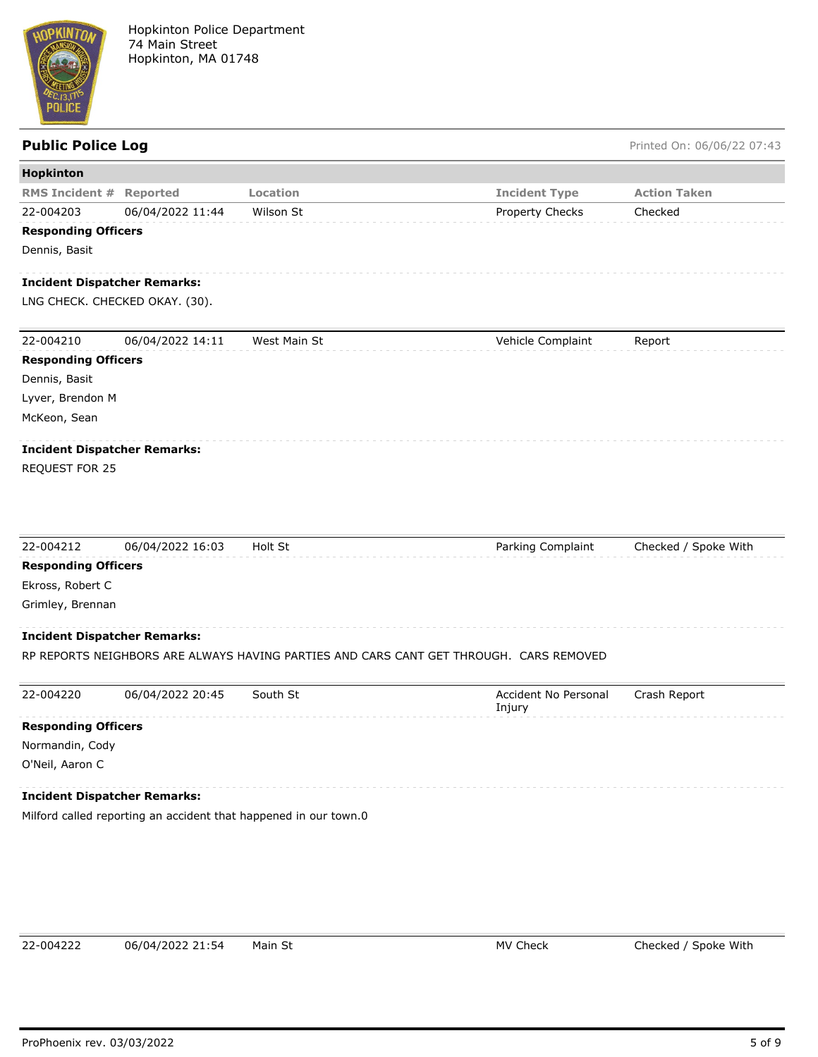Hopkinton Police Department
74 Main Street
Hopkinton, MA 01748

## Public Police Log

Printed On: 06/06/22 07:43

### Hopkinton

| RMS Incident # | Reported | Location | Incident Type | Action Taken |
|---|---|---|---|---|
| 22-004203 | 06/04/2022 11:44 | Wilson St | Property Checks | Checked |

**Responding Officers**

Dennis, Basit

**Incident Dispatcher Remarks:**

LNG CHECK. CHECKED OKAY. (30).

| RMS Incident # | Reported | Location | Incident Type | Action Taken |
|---|---|---|---|---|
| 22-004210 | 06/04/2022 14:11 | West Main St | Vehicle Complaint | Report |

**Responding Officers**

Dennis, Basit
Lyver, Brendon M
McKeon, Sean

**Incident Dispatcher Remarks:**

REQUEST FOR 25

| RMS Incident # | Reported | Location | Incident Type | Action Taken |
|---|---|---|---|---|
| 22-004212 | 06/04/2022 16:03 | Holt St | Parking Complaint | Checked / Spoke With |

**Responding Officers**

Ekross, Robert C
Grimley, Brennan

**Incident Dispatcher Remarks:**

RP REPORTS NEIGHBORS ARE ALWAYS HAVING PARTIES AND CARS CANT GET THROUGH. CARS REMOVED

| RMS Incident # | Reported | Location | Incident Type | Action Taken |
|---|---|---|---|---|
| 22-004220 | 06/04/2022 20:45 | South St | Accident No Personal Injury | Crash Report |

**Responding Officers**

Normandin, Cody
O'Neil, Aaron C

**Incident Dispatcher Remarks:**

Milford called reporting an accident that happened in our town.0

| RMS Incident # | Reported | Location | Incident Type | Action Taken |
|---|---|---|---|---|
| 22-004222 | 06/04/2022 21:54 | Main St | MV Check | Checked / Spoke With |

ProPhoenix rev. 03/03/2022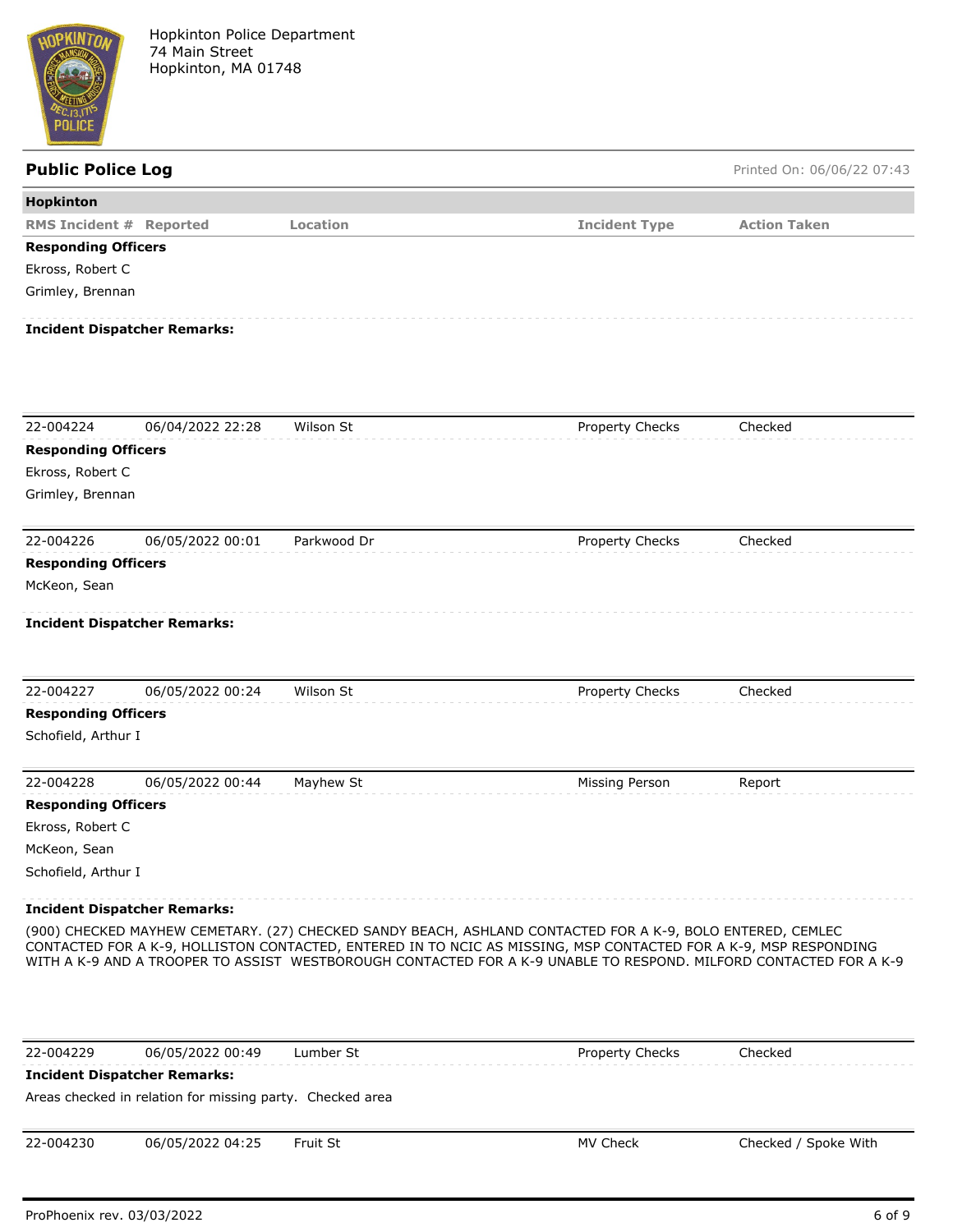Hopkinton Police Department
74 Main Street
Hopkinton, MA 01748

## Public Police Log

Printed On: 06/06/22 07:43

### Hopkinton

| RMS Incident # | Reported | Location | Incident Type | Action Taken |
|---|---|---|---|---|

**Responding Officers**

Ekross, Robert C

Grimley, Brennan

**Incident Dispatcher Remarks:**

---

| 22-004224 | 06/04/2022 22:28 | Wilson St | Property Checks | Checked |
|---|---|---|---|---|

**Responding Officers**

Ekross, Robert C

Grimley, Brennan

---

| 22-004226 | 06/05/2022 00:01 | Parkwood Dr | Property Checks | Checked |
|---|---|---|---|---|

**Responding Officers**

McKeon, Sean

**Incident Dispatcher Remarks:**

---

| 22-004227 | 06/05/2022 00:24 | Wilson St | Property Checks | Checked |
|---|---|---|---|---|

**Responding Officers**

Schofield, Arthur I

---

| 22-004228 | 06/05/2022 00:44 | Mayhew St | Missing Person | Report |
|---|---|---|---|---|

**Responding Officers**

Ekross, Robert C

McKeon, Sean

Schofield, Arthur I

**Incident Dispatcher Remarks:**

(900) CHECKED MAYHEW CEMETARY. (27) CHECKED SANDY BEACH, ASHLAND CONTACTED FOR A K-9, BOLO ENTERED, CEMLEC CONTACTED FOR A K-9, HOLLISTON CONTACTED, ENTERED IN TO NCIC AS MISSING, MSP CONTACTED FOR A K-9, MSP RESPONDING WITH A K-9 AND A TROOPER TO ASSIST WESTBOROUGH CONTACTED FOR A K-9 UNABLE TO RESPOND. MILFORD CONTACTED FOR A K-9

---

| 22-004229 | 06/05/2022 00:49 | Lumber St | Property Checks | Checked |
|---|---|---|---|---|

**Incident Dispatcher Remarks:**

Areas checked in relation for missing party. Checked area

---

| 22-004230 | 06/05/2022 04:25 | Fruit St | MV Check | Checked / Spoke With |
|---|---|---|---|---|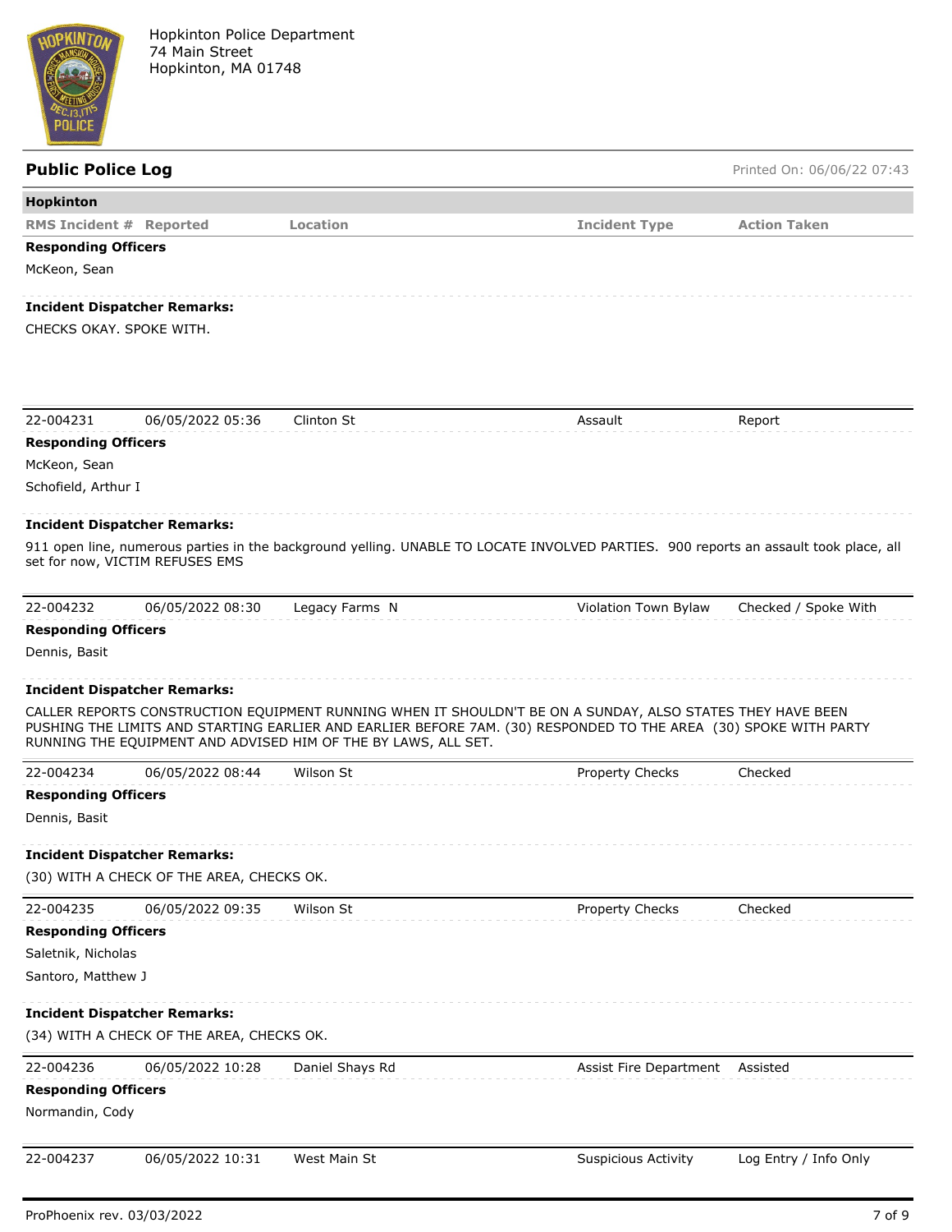Hopkinton Police Department
74 Main Street
Hopkinton, MA 01748

## Public Police Log

Printed On: 06/06/22 07:43

**Hopkinton**

| RMS Incident # | Reported | Location | Incident Type | Action Taken |
|---|---|---|---|---|

**Responding Officers**

McKeon, Sean

**Incident Dispatcher Remarks:**

CHECKS OKAY. SPOKE WITH.

| 22-004231 | 06/05/2022 05:36 | Clinton St | Assault | Report |
|---|---|---|---|---|

**Responding Officers**

McKeon, Sean

Schofield, Arthur I

**Incident Dispatcher Remarks:**

911 open line, numerous parties in the background yelling. UNABLE TO LOCATE INVOLVED PARTIES. 900 reports an assault took place, all set for now, VICTIM REFUSES EMS

| 22-004232 | 06/05/2022 08:30 | Legacy Farms N | Violation Town Bylaw | Checked / Spoke With |
|---|---|---|---|---|

**Responding Officers**

Dennis, Basit

**Incident Dispatcher Remarks:**

CALLER REPORTS CONSTRUCTION EQUIPMENT RUNNING WHEN IT SHOULDN'T BE ON A SUNDAY, ALSO STATES THEY HAVE BEEN PUSHING THE LIMITS AND STARTING EARLIER AND EARLIER BEFORE 7AM. (30) RESPONDED TO THE AREA (30) SPOKE WITH PARTY RUNNING THE EQUIPMENT AND ADVISED HIM OF THE BY LAWS, ALL SET.

| 22-004234 | 06/05/2022 08:44 | Wilson St | Property Checks | Checked |
|---|---|---|---|---|

**Responding Officers**

Dennis, Basit

**Incident Dispatcher Remarks:**

(30) WITH A CHECK OF THE AREA, CHECKS OK.

| 22-004235 | 06/05/2022 09:35 | Wilson St | Property Checks | Checked |
|---|---|---|---|---|

**Responding Officers**

Saletnik, Nicholas

Santoro, Matthew J

**Incident Dispatcher Remarks:**

(34) WITH A CHECK OF THE AREA, CHECKS OK.

| 22-004236 | 06/05/2022 10:28 | Daniel Shays Rd | Assist Fire Department | Assisted |
|---|---|---|---|---|

**Responding Officers**

Normandin, Cody

| 22-004237 | 06/05/2022 10:31 | West Main St | Suspicious Activity | Log Entry / Info Only |
|---|---|---|---|---|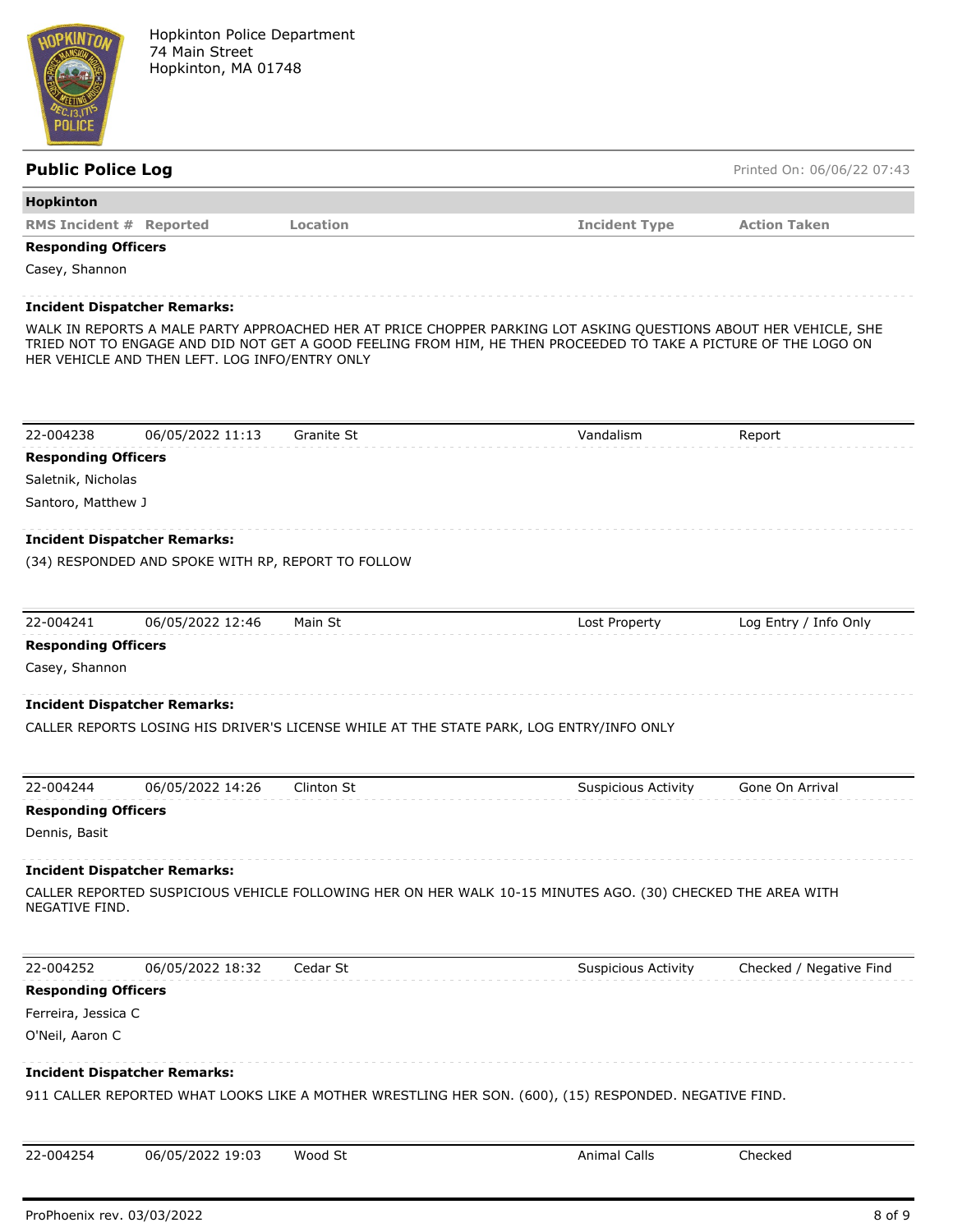Hopkinton Police Department
74 Main Street
Hopkinton, MA 01748

## Public Police Log

Printed On: 06/06/22 07:43

**Hopkinton**

| RMS Incident # | Reported | Location | Incident Type | Action Taken |
|---|---|---|---|---|

**Responding Officers**

Casey, Shannon

**Incident Dispatcher Remarks:**

WALK IN REPORTS A MALE PARTY APPROACHED HER AT PRICE CHOPPER PARKING LOT ASKING QUESTIONS ABOUT HER VEHICLE, SHE TRIED NOT TO ENGAGE AND DID NOT GET A GOOD FEELING FROM HIM, HE THEN PROCEEDED TO TAKE A PICTURE OF THE LOGO ON HER VEHICLE AND THEN LEFT. LOG INFO/ENTRY ONLY

---

| 22-004238 | 06/05/2022 11:13 | Granite St | Vandalism | Report |
|---|---|---|---|---|

**Responding Officers**

Saletnik, Nicholas

Santoro, Matthew J

**Incident Dispatcher Remarks:**

(34) RESPONDED AND SPOKE WITH RP, REPORT TO FOLLOW

---

| 22-004241 | 06/05/2022 12:46 | Main St | Lost Property | Log Entry / Info Only |
|---|---|---|---|---|

**Responding Officers**

Casey, Shannon

**Incident Dispatcher Remarks:**

CALLER REPORTS LOSING HIS DRIVER'S LICENSE WHILE AT THE STATE PARK, LOG ENTRY/INFO ONLY

---

| 22-004244 | 06/05/2022 14:26 | Clinton St | Suspicious Activity | Gone On Arrival |
|---|---|---|---|---|

**Responding Officers**

Dennis, Basit

**Incident Dispatcher Remarks:**

CALLER REPORTED SUSPICIOUS VEHICLE FOLLOWING HER ON HER WALK 10-15 MINUTES AGO. (30) CHECKED THE AREA WITH NEGATIVE FIND.

---

| 22-004252 | 06/05/2022 18:32 | Cedar St | Suspicious Activity | Checked / Negative Find |
|---|---|---|---|---|

**Responding Officers**

Ferreira, Jessica C

O'Neil, Aaron C

**Incident Dispatcher Remarks:**

911 CALLER REPORTED WHAT LOOKS LIKE A MOTHER WRESTLING HER SON. (600), (15) RESPONDED. NEGATIVE FIND.

---

| 22-004254 | 06/05/2022 19:03 | Wood St | Animal Calls | Checked |
|---|---|---|---|---|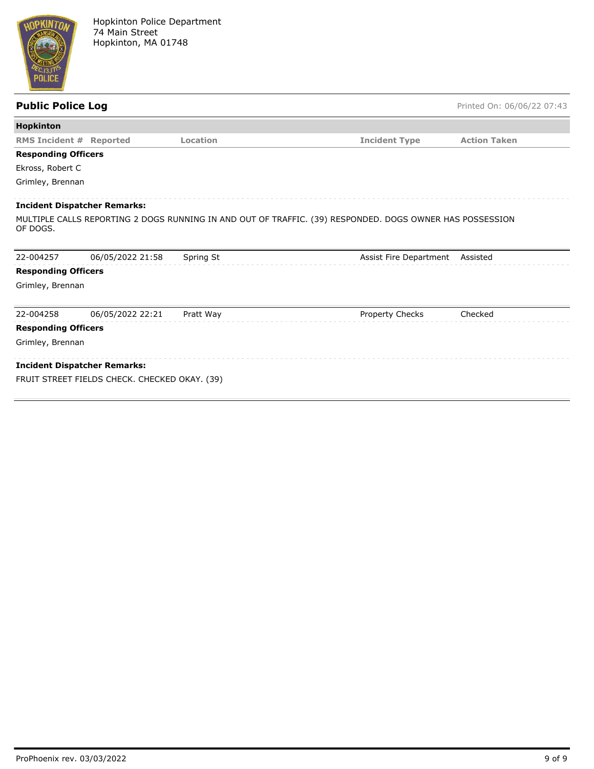Hopkinton Police Department
74 Main Street
Hopkinton, MA 01748

## Public Police Log

Printed On: 06/06/22 07:43

**Hopkinton**

| RMS Incident # | Reported | Location | Incident Type | Action Taken |
| --- | --- | --- | --- | --- |

**Responding Officers**

Ekross, Robert C

Grimley, Brennan

**Incident Dispatcher Remarks:**

MULTIPLE CALLS REPORTING 2 DOGS RUNNING IN AND OUT OF TRAFFIC. (39) RESPONDED. DOGS OWNER HAS POSSESSION OF DOGS.

| | | | | |
| --- | --- | --- | --- | --- |
| 22-004257 | 06/05/2022 21:58 | Spring St | Assist Fire Department | Assisted |

**Responding Officers**

Grimley, Brennan

| | | | | |
| --- | --- | --- | --- | --- |
| 22-004258 | 06/05/2022 22:21 | Pratt Way | Property Checks | Checked |

**Responding Officers**

Grimley, Brennan

**Incident Dispatcher Remarks:**

FRUIT STREET FIELDS CHECK. CHECKED OKAY. (39)

ProPhoenix rev. 03/03/2022